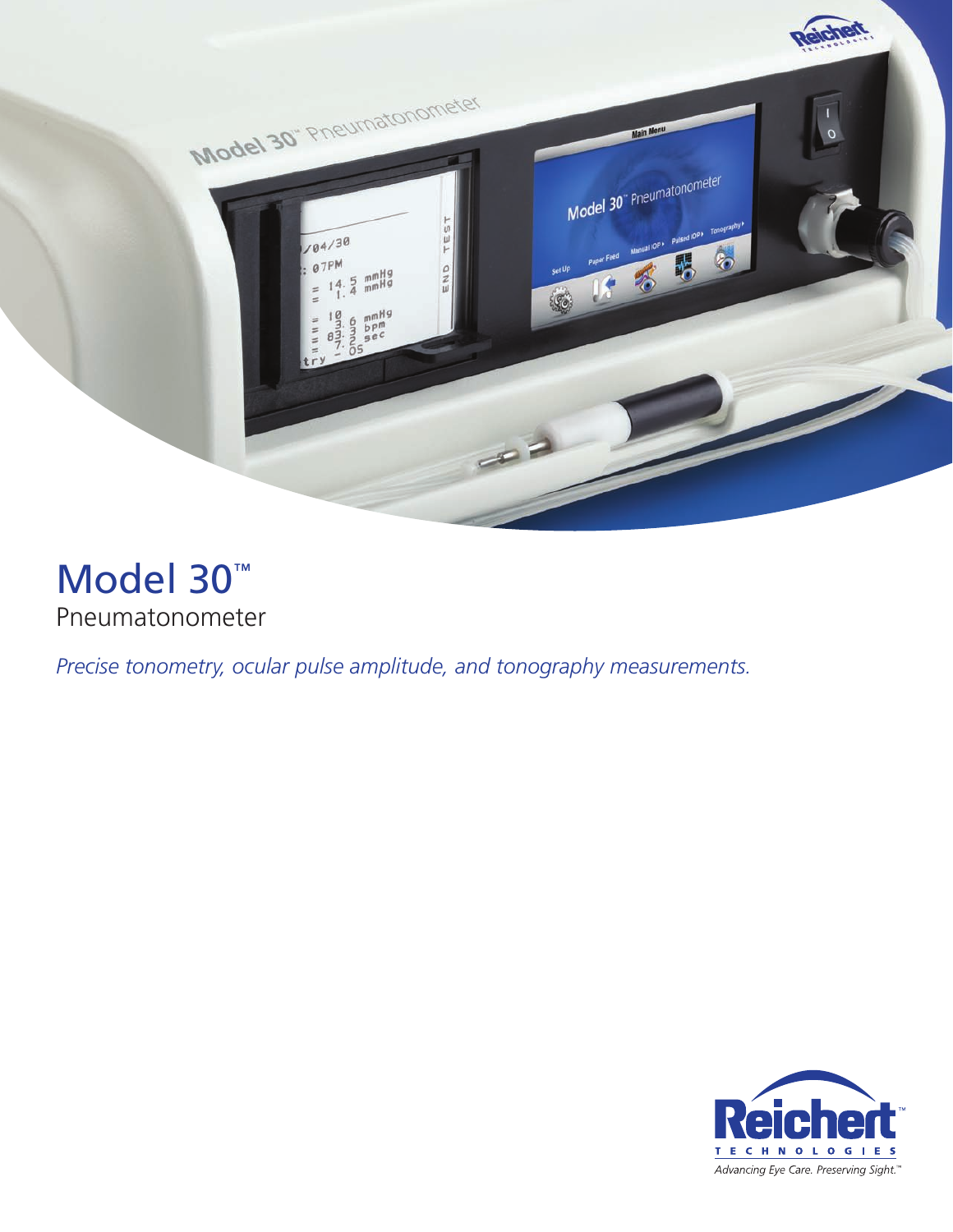# Model 30™

Pneumatonometer

*Precise tonometry, ocular pulse amplitude, and tonography measurements.*

Reichert™ TECHNOLOGIES

*Advancing Eye Care. Preserving Sight.™*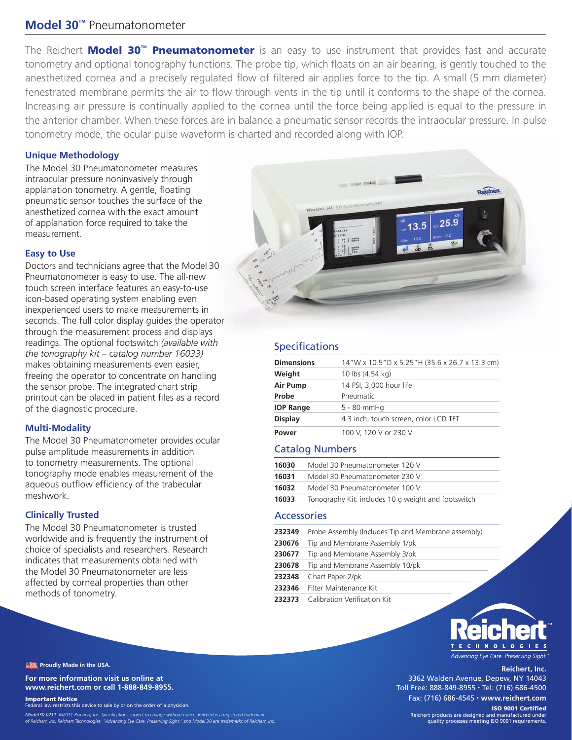# Model 30™ Pneumatonometer

The Reichert **Model 30™ Pneumatonometer** is an easy to use instrument that provides fast and accurate tonometry and optional tonography functions. The probe tip, which floats on an air bearing, is gently touched to the anesthetized cornea and a precisely regulated flow of filtered air applies force to the tip. A small (5 mm diameter) fenestrated membrane permits the air to flow through vents in the tip until it conforms to the shape of the cornea. Increasing air pressure is continually applied to the cornea until the force being applied is equal to the pressure in the anterior chamber. When these forces are in balance a pneumatic sensor records the intraocular pressure. In pulse tonometry mode, the ocular pulse waveform is charted and recorded along with IOP.

### Unique Methodology

The Model 30 Pneumatonometer measures intraocular pressure noninvasively through applanation tonometry. A gentle, floating pneumatic sensor touches the surface of the anesthetized cornea with the exact amount of applanation force required to take the measurement.

### Easy to Use

Doctors and technicians agree that the Model 30 Pneumatonometer is easy to use. The all-new touch screen interface features an easy-to-use icon-based operating system enabling even inexperienced users to make measurements in seconds. The full color display guides the operator through the measurement process and displays readings. The optional footswitch *(available with the tonography kit – catalog number 16033)* makes obtaining measurements even easier, freeing the operator to concentrate on handling the sensor probe. The integrated chart strip printout can be placed in patient files as a record of the diagnostic procedure.

### Multi-Modality

The Model 30 Pneumatonometer provides ocular pulse amplitude measurements in addition to tonometry measurements. The optional tonography mode enables measurement of the aqueous outflow efficiency of the trabecular meshwork.

### Clinically Trusted

The Model 30 Pneumatonometer is trusted worldwide and is frequently the instrument of choice of specialists and researchers. Research indicates that measurements obtained with the Model 30 Pneumatonometer are less affected by corneal properties than other methods of tonometry.

## Specifications

| | |
|---|---|
| **Dimensions** | 14"W x 10.5"D x 5.25"H (35.6 x 26.7 x 13.3 cm) |
| **Weight** | 10 lbs (4.54 kg) |
| **Air Pump** | 14 PSI, 3,000 hour life |
| **Probe** | Pneumatic |
| **IOP Range** | 5 - 80 mmHg |
| **Display** | 4.3 inch, touch screen, color LCD TFT |
| **Power** | 100 V, 120 V or 230 V |

## Catalog Numbers

| | |
|---|---|
| **16030** | Model 30 Pneumatonometer 120 V |
| **16031** | Model 30 Pneumatonometer 230 V |
| **16032** | Model 30 Pneumatonometer 100 V |
| **16033** | Tonography Kit: includes 10 g weight and footswitch |

## Accessories

| | |
|---|---|
| **232349** | Probe Assembly (Includes Tip and Membrane assembly) |
| **230676** | Tip and Membrane Assembly 1/pk |
| **230677** | Tip and Membrane Assembly 3/pk |
| **230678** | Tip and Membrane Assembly 10/pk |
| **232348** | Chart Paper 2/pk |
| **232346** | Filter Maintenance Kit |
| **232373** | Calibration Verification Kit |

Reichert™ TECHNOLOGIES
*Advancing Eye Care. Preserving Sight.™*

**Proudly Made in the USA.**

**For more information visit us online at www.reichert.com or call 1-888-849-8955.**

**Important Notice**
Federal law restricts this device to sale by or on the order of a physician.

*Model30-0211 ©2011 Reichert, Inc. Specifications subject to change without notice. Reichert is a registered trademark of Reichert, Inc. Reichert Technologies, "Advancing Eye Care. Preserving Sight." and Model 30 are trademarks of Reichert, Inc.*

**Reichert, Inc.**
3362 Walden Avenue, Depew, NY 14043
Toll Free: 888-849-8955 • Tel: (716) 686-4500
Fax: (716) 686-4545 • **www.reichert.com**

**ISO 9001 Certified**
Reichert products are designed and manufactured under quality processes meeting ISO 9001 requirements.